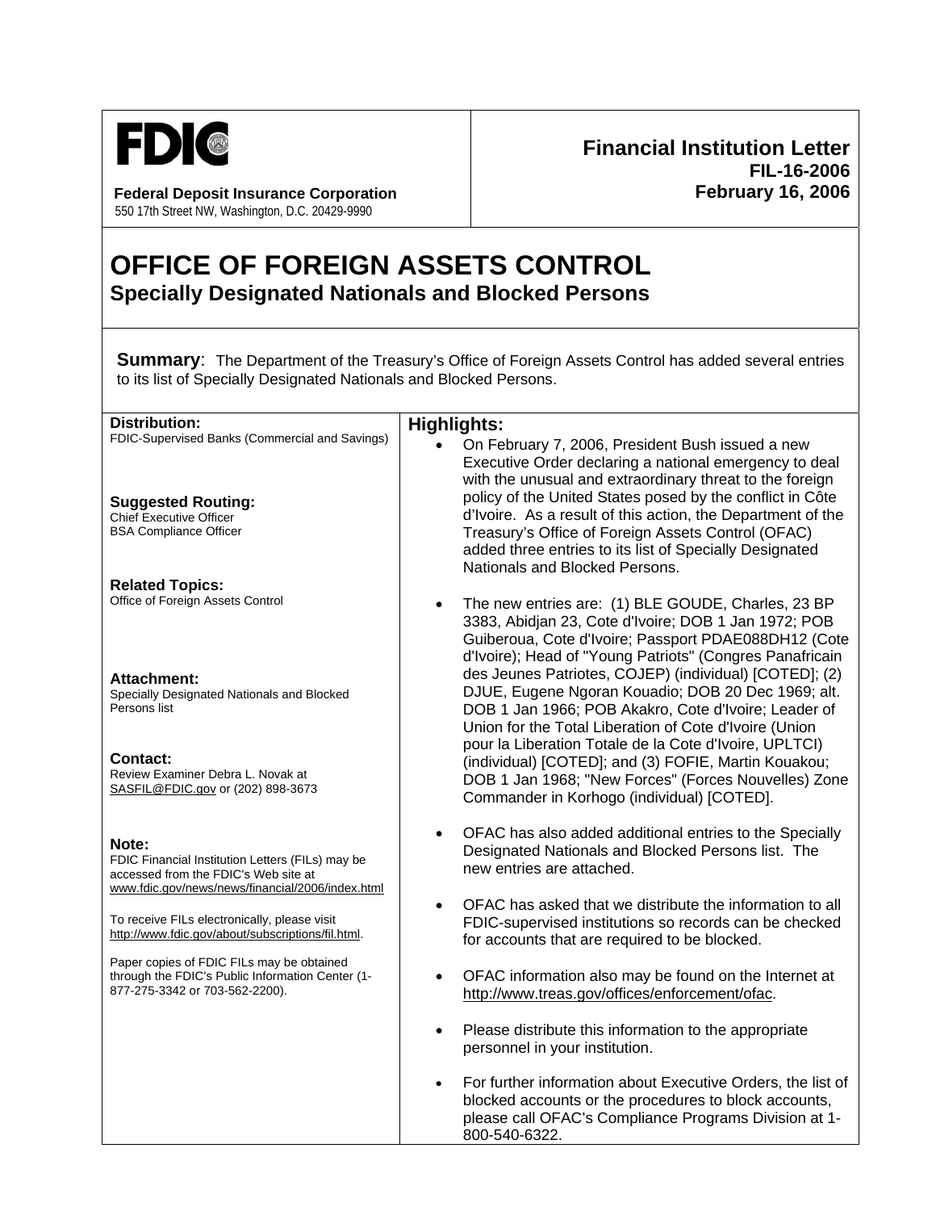**FDIC**

**Federal Deposit Insurance Corporation**
550 17th Street NW, Washington, D.C. 20429-9990

**Financial Institution Letter**
**FIL-16-2006**
**February 16, 2006**

# OFFICE OF FOREIGN ASSETS CONTROL
## Specially Designated Nationals and Blocked Persons

**Summary**: The Department of the Treasury's Office of Foreign Assets Control has added several entries to its list of Specially Designated Nationals and Blocked Persons.

**Distribution:**
FDIC-Supervised Banks (Commercial and Savings)

**Suggested Routing:**
Chief Executive Officer
BSA Compliance Officer

**Related Topics:**
Office of Foreign Assets Control

**Attachment:**
Specially Designated Nationals and Blocked Persons list

**Contact:**
Review Examiner Debra L. Novak at SASFIL@FDIC.gov or (202) 898-3673

**Note:**
FDIC Financial Institution Letters (FILs) may be accessed from the FDIC's Web site at www.fdic.gov/news/news/financial/2006/index.html

To receive FILs electronically, please visit http://www.fdic.gov/about/subscriptions/fil.html.

Paper copies of FDIC FILs may be obtained through the FDIC's Public Information Center (1-877-275-3342 or 703-562-2200).

**Highlights:**

- On February 7, 2006, President Bush issued a new Executive Order declaring a national emergency to deal with the unusual and extraordinary threat to the foreign policy of the United States posed by the conflict in Côte d'Ivoire. As a result of this action, the Department of the Treasury's Office of Foreign Assets Control (OFAC) added three entries to its list of Specially Designated Nationals and Blocked Persons.
- The new entries are: (1) BLE GOUDE, Charles, 23 BP 3383, Abidjan 23, Cote d'Ivoire; DOB 1 Jan 1972; POB Guiberoua, Cote d'Ivoire; Passport PDAE088DH12 (Cote d'Ivoire); Head of "Young Patriots" (Congres Panafricain des Jeunes Patriotes, COJEP) (individual) [COTED]; (2) DJUE, Eugene Ngoran Kouadio; DOB 20 Dec 1969; alt. DOB 1 Jan 1966; POB Akakro, Cote d'Ivoire; Leader of Union for the Total Liberation of Cote d'Ivoire (Union pour la Liberation Totale de la Cote d'Ivoire, UPLTCI) (individual) [COTED]; and (3) FOFIE, Martin Kouakou; DOB 1 Jan 1968; "New Forces" (Forces Nouvelles) Zone Commander in Korhogo (individual) [COTED].
- OFAC has also added additional entries to the Specially Designated Nationals and Blocked Persons list. The new entries are attached.
- OFAC has asked that we distribute the information to all FDIC-supervised institutions so records can be checked for accounts that are required to be blocked.
- OFAC information also may be found on the Internet at http://www.treas.gov/offices/enforcement/ofac.
- Please distribute this information to the appropriate personnel in your institution.
- For further information about Executive Orders, the list of blocked accounts or the procedures to block accounts, please call OFAC's Compliance Programs Division at 1-800-540-6322.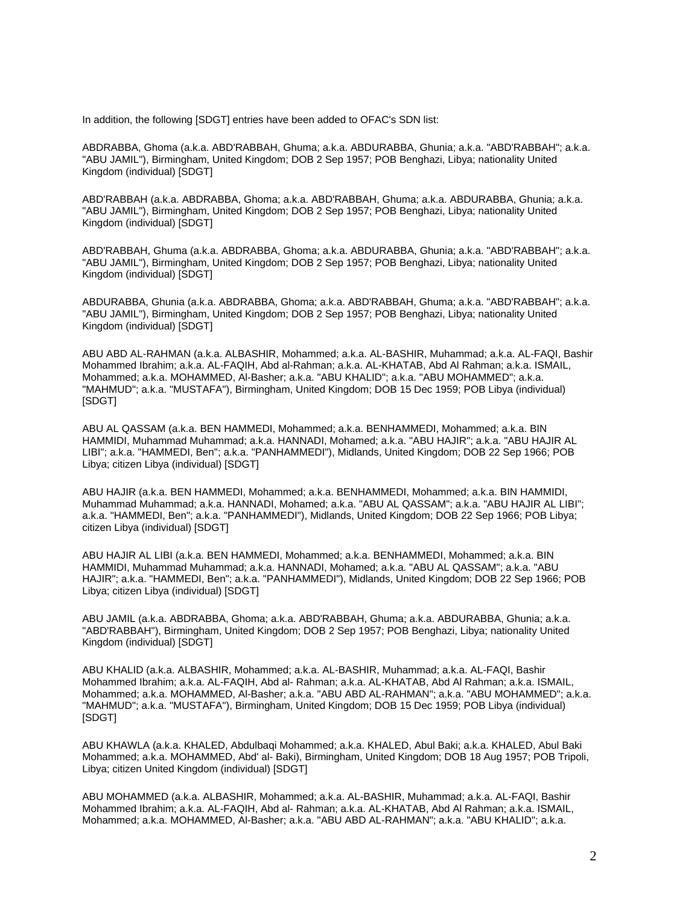In addition, the following [SDGT] entries have been added to OFAC's SDN list:

ABDRABBA, Ghoma (a.k.a. ABD'RABBAH, Ghuma; a.k.a. ABDURABBA, Ghunia; a.k.a. "ABD'RABBAH"; a.k.a. "ABU JAMIL"), Birmingham, United Kingdom; DOB 2 Sep 1957; POB Benghazi, Libya; nationality United Kingdom (individual) [SDGT]

ABD'RABBAH (a.k.a. ABDRABBA, Ghoma; a.k.a. ABD'RABBAH, Ghuma; a.k.a. ABDURABBA, Ghunia; a.k.a. "ABU JAMIL"), Birmingham, United Kingdom; DOB 2 Sep 1957; POB Benghazi, Libya; nationality United Kingdom (individual) [SDGT]

ABD'RABBAH, Ghuma (a.k.a. ABDRABBA, Ghoma; a.k.a. ABDURABBA, Ghunia; a.k.a. "ABD'RABBAH"; a.k.a. "ABU JAMIL"), Birmingham, United Kingdom; DOB 2 Sep 1957; POB Benghazi, Libya; nationality United Kingdom (individual) [SDGT]

ABDURABBA, Ghunia (a.k.a. ABDRABBA, Ghoma; a.k.a. ABD'RABBAH, Ghuma; a.k.a. "ABD'RABBAH"; a.k.a. "ABU JAMIL"), Birmingham, United Kingdom; DOB 2 Sep 1957; POB Benghazi, Libya; nationality United Kingdom (individual) [SDGT]

ABU ABD AL-RAHMAN (a.k.a. ALBASHIR, Mohammed; a.k.a. AL-BASHIR, Muhammad; a.k.a. AL-FAQI, Bashir Mohammed Ibrahim; a.k.a. AL-FAQIH, Abd al-Rahman; a.k.a. AL-KHATAB, Abd Al Rahman; a.k.a. ISMAIL, Mohammed; a.k.a. MOHAMMED, Al-Basher; a.k.a. "ABU KHALID"; a.k.a. "ABU MOHAMMED"; a.k.a. "MAHMUD"; a.k.a. "MUSTAFA"), Birmingham, United Kingdom; DOB 15 Dec 1959; POB Libya (individual) [SDGT]

ABU AL QASSAM (a.k.a. BEN HAMMEDI, Mohammed; a.k.a. BENHAMMEDI, Mohammed; a.k.a. BIN HAMMIDI, Muhammad Muhammad; a.k.a. HANNADI, Mohamed; a.k.a. "ABU HAJIR"; a.k.a. "ABU HAJIR AL LIBI"; a.k.a. "HAMMEDI, Ben"; a.k.a. "PANHAMMEDI"), Midlands, United Kingdom; DOB 22 Sep 1966; POB Libya; citizen Libya (individual) [SDGT]

ABU HAJIR (a.k.a. BEN HAMMEDI, Mohammed; a.k.a. BENHAMMEDI, Mohammed; a.k.a. BIN HAMMIDI, Muhammad Muhammad; a.k.a. HANNADI, Mohamed; a.k.a. "ABU AL QASSAM"; a.k.a. "ABU HAJIR AL LIBI"; a.k.a. "HAMMEDI, Ben"; a.k.a. "PANHAMMEDI"), Midlands, United Kingdom; DOB 22 Sep 1966; POB Libya; citizen Libya (individual) [SDGT]

ABU HAJIR AL LIBI (a.k.a. BEN HAMMEDI, Mohammed; a.k.a. BENHAMMEDI, Mohammed; a.k.a. BIN HAMMIDI, Muhammad Muhammad; a.k.a. HANNADI, Mohamed; a.k.a. "ABU AL QASSAM"; a.k.a. "ABU HAJIR"; a.k.a. "HAMMEDI, Ben"; a.k.a. "PANHAMMEDI"), Midlands, United Kingdom; DOB 22 Sep 1966; POB Libya; citizen Libya (individual) [SDGT]

ABU JAMIL (a.k.a. ABDRABBA, Ghoma; a.k.a. ABD'RABBAH, Ghuma; a.k.a. ABDURABBA, Ghunia; a.k.a. "ABD'RABBAH"), Birmingham, United Kingdom; DOB 2 Sep 1957; POB Benghazi, Libya; nationality United Kingdom (individual) [SDGT]

ABU KHALID (a.k.a. ALBASHIR, Mohammed; a.k.a. AL-BASHIR, Muhammad; a.k.a. AL-FAQI, Bashir Mohammed Ibrahim; a.k.a. AL-FAQIH, Abd al- Rahman; a.k.a. AL-KHATAB, Abd Al Rahman; a.k.a. ISMAIL, Mohammed; a.k.a. MOHAMMED, Al-Basher; a.k.a. "ABU ABD AL-RAHMAN"; a.k.a. "ABU MOHAMMED"; a.k.a. "MAHMUD"; a.k.a. "MUSTAFA"), Birmingham, United Kingdom; DOB 15 Dec 1959; POB Libya (individual) [SDGT]

ABU KHAWLA (a.k.a. KHALED, Abdulbaqi Mohammed; a.k.a. KHALED, Abul Baki; a.k.a. KHALED, Abul Baki Mohammed; a.k.a. MOHAMMED, Abd' al- Baki), Birmingham, United Kingdom; DOB 18 Aug 1957; POB Tripoli, Libya; citizen United Kingdom (individual) [SDGT]

ABU MOHAMMED (a.k.a. ALBASHIR, Mohammed; a.k.a. AL-BASHIR, Muhammad; a.k.a. AL-FAQI, Bashir Mohammed Ibrahim; a.k.a. AL-FAQIH, Abd al- Rahman; a.k.a. AL-KHATAB, Abd Al Rahman; a.k.a. ISMAIL, Mohammed; a.k.a. MOHAMMED, Al-Basher; a.k.a. "ABU ABD AL-RAHMAN"; a.k.a. "ABU KHALID"; a.k.a.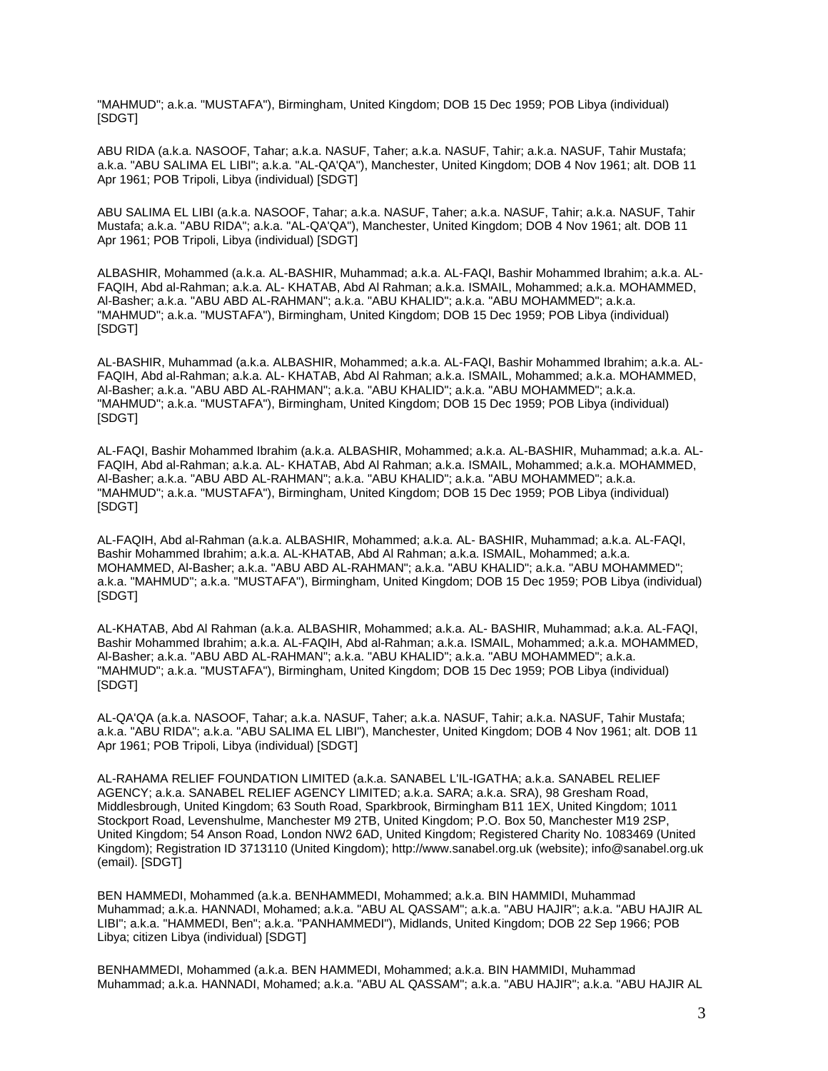"MAHMUD"; a.k.a. "MUSTAFA"), Birmingham, United Kingdom; DOB 15 Dec 1959; POB Libya (individual) [SDGT]

ABU RIDA (a.k.a. NASOOF, Tahar; a.k.a. NASUF, Taher; a.k.a. NASUF, Tahir; a.k.a. NASUF, Tahir Mustafa; a.k.a. "ABU SALIMA EL LIBI"; a.k.a. "AL-QA'QA"), Manchester, United Kingdom; DOB 4 Nov 1961; alt. DOB 11 Apr 1961; POB Tripoli, Libya (individual) [SDGT]

ABU SALIMA EL LIBI (a.k.a. NASOOF, Tahar; a.k.a. NASUF, Taher; a.k.a. NASUF, Tahir; a.k.a. NASUF, Tahir Mustafa; a.k.a. "ABU RIDA"; a.k.a. "AL-QA'QA"), Manchester, United Kingdom; DOB 4 Nov 1961; alt. DOB 11 Apr 1961; POB Tripoli, Libya (individual) [SDGT]

ALBASHIR, Mohammed (a.k.a. AL-BASHIR, Muhammad; a.k.a. AL-FAQI, Bashir Mohammed Ibrahim; a.k.a. AL-FAQIH, Abd al-Rahman; a.k.a. AL- KHATAB, Abd Al Rahman; a.k.a. ISMAIL, Mohammed; a.k.a. MOHAMMED, Al-Basher; a.k.a. "ABU ABD AL-RAHMAN"; a.k.a. "ABU KHALID"; a.k.a. "ABU MOHAMMED"; a.k.a. "MAHMUD"; a.k.a. "MUSTAFA"), Birmingham, United Kingdom; DOB 15 Dec 1959; POB Libya (individual) [SDGT]

AL-BASHIR, Muhammad (a.k.a. ALBASHIR, Mohammed; a.k.a. AL-FAQI, Bashir Mohammed Ibrahim; a.k.a. AL-FAQIH, Abd al-Rahman; a.k.a. AL- KHATAB, Abd Al Rahman; a.k.a. ISMAIL, Mohammed; a.k.a. MOHAMMED, Al-Basher; a.k.a. "ABU ABD AL-RAHMAN"; a.k.a. "ABU KHALID"; a.k.a. "ABU MOHAMMED"; a.k.a. "MAHMUD"; a.k.a. "MUSTAFA"), Birmingham, United Kingdom; DOB 15 Dec 1959; POB Libya (individual) [SDGT]

AL-FAQI, Bashir Mohammed Ibrahim (a.k.a. ALBASHIR, Mohammed; a.k.a. AL-BASHIR, Muhammad; a.k.a. AL-FAQIH, Abd al-Rahman; a.k.a. AL- KHATAB, Abd Al Rahman; a.k.a. ISMAIL, Mohammed; a.k.a. MOHAMMED, Al-Basher; a.k.a. "ABU ABD AL-RAHMAN"; a.k.a. "ABU KHALID"; a.k.a. "ABU MOHAMMED"; a.k.a. "MAHMUD"; a.k.a. "MUSTAFA"), Birmingham, United Kingdom; DOB 15 Dec 1959; POB Libya (individual) [SDGT]

AL-FAQIH, Abd al-Rahman (a.k.a. ALBASHIR, Mohammed; a.k.a. AL- BASHIR, Muhammad; a.k.a. AL-FAQI, Bashir Mohammed Ibrahim; a.k.a. AL-KHATAB, Abd Al Rahman; a.k.a. ISMAIL, Mohammed; a.k.a. MOHAMMED, Al-Basher; a.k.a. "ABU ABD AL-RAHMAN"; a.k.a. "ABU KHALID"; a.k.a. "ABU MOHAMMED"; a.k.a. "MAHMUD"; a.k.a. "MUSTAFA"), Birmingham, United Kingdom; DOB 15 Dec 1959; POB Libya (individual) [SDGT]

AL-KHATAB, Abd Al Rahman (a.k.a. ALBASHIR, Mohammed; a.k.a. AL- BASHIR, Muhammad; a.k.a. AL-FAQI, Bashir Mohammed Ibrahim; a.k.a. AL-FAQIH, Abd al-Rahman; a.k.a. ISMAIL, Mohammed; a.k.a. MOHAMMED, Al-Basher; a.k.a. "ABU ABD AL-RAHMAN"; a.k.a. "ABU KHALID"; a.k.a. "ABU MOHAMMED"; a.k.a. "MAHMUD"; a.k.a. "MUSTAFA"), Birmingham, United Kingdom; DOB 15 Dec 1959; POB Libya (individual) [SDGT]

AL-QA'QA (a.k.a. NASOOF, Tahar; a.k.a. NASUF, Taher; a.k.a. NASUF, Tahir; a.k.a. NASUF, Tahir Mustafa; a.k.a. "ABU RIDA"; a.k.a. "ABU SALIMA EL LIBI"), Manchester, United Kingdom; DOB 4 Nov 1961; alt. DOB 11 Apr 1961; POB Tripoli, Libya (individual) [SDGT]

AL-RAHAMA RELIEF FOUNDATION LIMITED (a.k.a. SANABEL L'IL-IGATHA; a.k.a. SANABEL RELIEF AGENCY; a.k.a. SANABEL RELIEF AGENCY LIMITED; a.k.a. SARA; a.k.a. SRA), 98 Gresham Road, Middlesbrough, United Kingdom; 63 South Road, Sparkbrook, Birmingham B11 1EX, United Kingdom; 1011 Stockport Road, Levenshulme, Manchester M9 2TB, United Kingdom; P.O. Box 50, Manchester M19 2SP, United Kingdom; 54 Anson Road, London NW2 6AD, United Kingdom; Registered Charity No. 1083469 (United Kingdom); Registration ID 3713110 (United Kingdom); http://www.sanabel.org.uk (website); info@sanabel.org.uk (email). [SDGT]

BEN HAMMEDI, Mohammed (a.k.a. BENHAMMEDI, Mohammed; a.k.a. BIN HAMMIDI, Muhammad Muhammad; a.k.a. HANNADI, Mohamed; a.k.a. "ABU AL QASSAM"; a.k.a. "ABU HAJIR"; a.k.a. "ABU HAJIR AL LIBI"; a.k.a. "HAMMEDI, Ben"; a.k.a. "PANHAMMEDI"), Midlands, United Kingdom; DOB 22 Sep 1966; POB Libya; citizen Libya (individual) [SDGT]

BENHAMMEDI, Mohammed (a.k.a. BEN HAMMEDI, Mohammed; a.k.a. BIN HAMMIDI, Muhammad Muhammad; a.k.a. HANNADI, Mohamed; a.k.a. "ABU AL QASSAM"; a.k.a. "ABU HAJIR"; a.k.a. "ABU HAJIR AL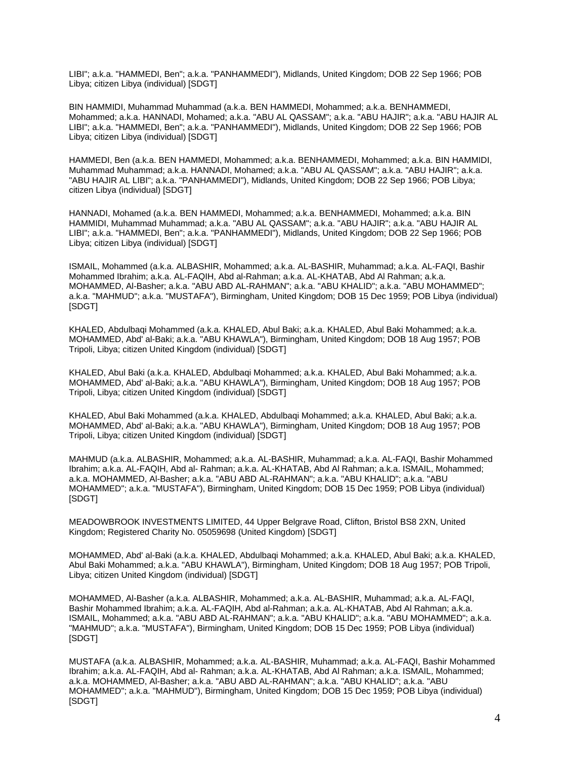LIBI"; a.k.a. "HAMMEDI, Ben"; a.k.a. "PANHAMMEDI"), Midlands, United Kingdom; DOB 22 Sep 1966; POB Libya; citizen Libya (individual) [SDGT]

BIN HAMMIDI, Muhammad Muhammad (a.k.a. BEN HAMMEDI, Mohammed; a.k.a. BENHAMMEDI, Mohammed; a.k.a. HANNADI, Mohamed; a.k.a. "ABU AL QASSAM"; a.k.a. "ABU HAJIR"; a.k.a. "ABU HAJIR AL LIBI"; a.k.a. "HAMMEDI, Ben"; a.k.a. "PANHAMMEDI"), Midlands, United Kingdom; DOB 22 Sep 1966; POB Libya; citizen Libya (individual) [SDGT]

HAMMEDI, Ben (a.k.a. BEN HAMMEDI, Mohammed; a.k.a. BENHAMMEDI, Mohammed; a.k.a. BIN HAMMIDI, Muhammad Muhammad; a.k.a. HANNADI, Mohamed; a.k.a. "ABU AL QASSAM"; a.k.a. "ABU HAJIR"; a.k.a. "ABU HAJIR AL LIBI"; a.k.a. "PANHAMMEDI"), Midlands, United Kingdom; DOB 22 Sep 1966; POB Libya; citizen Libya (individual) [SDGT]

HANNADI, Mohamed (a.k.a. BEN HAMMEDI, Mohammed; a.k.a. BENHAMMEDI, Mohammed; a.k.a. BIN HAMMIDI, Muhammad Muhammad; a.k.a. "ABU AL QASSAM"; a.k.a. "ABU HAJIR"; a.k.a. "ABU HAJIR AL LIBI"; a.k.a. "HAMMEDI, Ben"; a.k.a. "PANHAMMEDI"), Midlands, United Kingdom; DOB 22 Sep 1966; POB Libya; citizen Libya (individual) [SDGT]

ISMAIL, Mohammed (a.k.a. ALBASHIR, Mohammed; a.k.a. AL-BASHIR, Muhammad; a.k.a. AL-FAQI, Bashir Mohammed Ibrahim; a.k.a. AL-FAQIH, Abd al-Rahman; a.k.a. AL-KHATAB, Abd Al Rahman; a.k.a. MOHAMMED, Al-Basher; a.k.a. "ABU ABD AL-RAHMAN"; a.k.a. "ABU KHALID"; a.k.a. "ABU MOHAMMED"; a.k.a. "MAHMUD"; a.k.a. "MUSTAFA"), Birmingham, United Kingdom; DOB 15 Dec 1959; POB Libya (individual) [SDGT]

KHALED, Abdulbaqi Mohammed (a.k.a. KHALED, Abul Baki; a.k.a. KHALED, Abul Baki Mohammed; a.k.a. MOHAMMED, Abd' al-Baki; a.k.a. "ABU KHAWLA"), Birmingham, United Kingdom; DOB 18 Aug 1957; POB Tripoli, Libya; citizen United Kingdom (individual) [SDGT]

KHALED, Abul Baki (a.k.a. KHALED, Abdulbaqi Mohammed; a.k.a. KHALED, Abul Baki Mohammed; a.k.a. MOHAMMED, Abd' al-Baki; a.k.a. "ABU KHAWLA"), Birmingham, United Kingdom; DOB 18 Aug 1957; POB Tripoli, Libya; citizen United Kingdom (individual) [SDGT]

KHALED, Abul Baki Mohammed (a.k.a. KHALED, Abdulbaqi Mohammed; a.k.a. KHALED, Abul Baki; a.k.a. MOHAMMED, Abd' al-Baki; a.k.a. "ABU KHAWLA"), Birmingham, United Kingdom; DOB 18 Aug 1957; POB Tripoli, Libya; citizen United Kingdom (individual) [SDGT]

MAHMUD (a.k.a. ALBASHIR, Mohammed; a.k.a. AL-BASHIR, Muhammad; a.k.a. AL-FAQI, Bashir Mohammed Ibrahim; a.k.a. AL-FAQIH, Abd al- Rahman; a.k.a. AL-KHATAB, Abd Al Rahman; a.k.a. ISMAIL, Mohammed; a.k.a. MOHAMMED, Al-Basher; a.k.a. "ABU ABD AL-RAHMAN"; a.k.a. "ABU KHALID"; a.k.a. "ABU MOHAMMED"; a.k.a. "MUSTAFA"), Birmingham, United Kingdom; DOB 15 Dec 1959; POB Libya (individual) [SDGT]

MEADOWBROOK INVESTMENTS LIMITED, 44 Upper Belgrave Road, Clifton, Bristol BS8 2XN, United Kingdom; Registered Charity No. 05059698 (United Kingdom) [SDGT]

MOHAMMED, Abd' al-Baki (a.k.a. KHALED, Abdulbaqi Mohammed; a.k.a. KHALED, Abul Baki; a.k.a. KHALED, Abul Baki Mohammed; a.k.a. "ABU KHAWLA"), Birmingham, United Kingdom; DOB 18 Aug 1957; POB Tripoli, Libya; citizen United Kingdom (individual) [SDGT]

MOHAMMED, Al-Basher (a.k.a. ALBASHIR, Mohammed; a.k.a. AL-BASHIR, Muhammad; a.k.a. AL-FAQI, Bashir Mohammed Ibrahim; a.k.a. AL-FAQIH, Abd al-Rahman; a.k.a. AL-KHATAB, Abd Al Rahman; a.k.a. ISMAIL, Mohammed; a.k.a. "ABU ABD AL-RAHMAN"; a.k.a. "ABU KHALID"; a.k.a. "ABU MOHAMMED"; a.k.a. "MAHMUD"; a.k.a. "MUSTAFA"), Birmingham, United Kingdom; DOB 15 Dec 1959; POB Libya (individual) [SDGT]

MUSTAFA (a.k.a. ALBASHIR, Mohammed; a.k.a. AL-BASHIR, Muhammad; a.k.a. AL-FAQI, Bashir Mohammed Ibrahim; a.k.a. AL-FAQIH, Abd al- Rahman; a.k.a. AL-KHATAB, Abd Al Rahman; a.k.a. ISMAIL, Mohammed; a.k.a. MOHAMMED, Al-Basher; a.k.a. "ABU ABD AL-RAHMAN"; a.k.a. "ABU KHALID"; a.k.a. "ABU MOHAMMED"; a.k.a. "MAHMUD"), Birmingham, United Kingdom; DOB 15 Dec 1959; POB Libya (individual) [SDGT]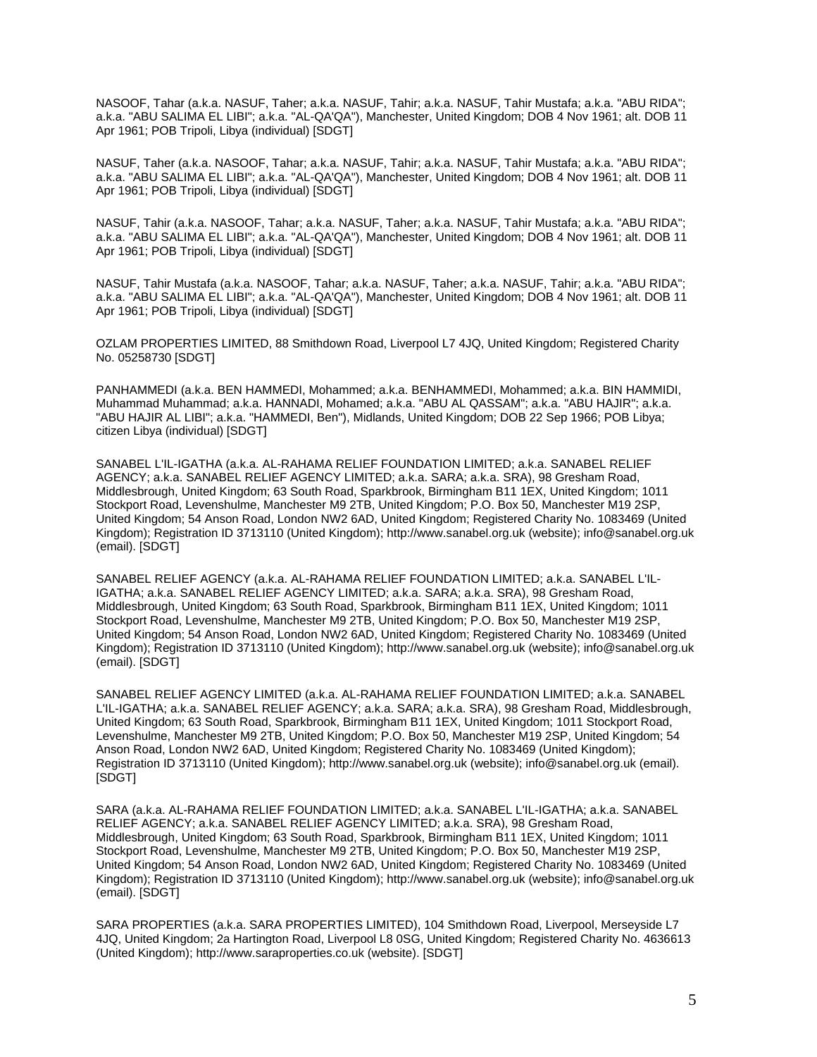NASOOF, Tahar (a.k.a. NASUF, Taher; a.k.a. NASUF, Tahir; a.k.a. NASUF, Tahir Mustafa; a.k.a. "ABU RIDA"; a.k.a. "ABU SALIMA EL LIBI"; a.k.a. "AL-QA'QA"), Manchester, United Kingdom; DOB 4 Nov 1961; alt. DOB 11 Apr 1961; POB Tripoli, Libya (individual) [SDGT]

NASUF, Taher (a.k.a. NASOOF, Tahar; a.k.a. NASUF, Tahir; a.k.a. NASUF, Tahir Mustafa; a.k.a. "ABU RIDA"; a.k.a. "ABU SALIMA EL LIBI"; a.k.a. "AL-QA'QA"), Manchester, United Kingdom; DOB 4 Nov 1961; alt. DOB 11 Apr 1961; POB Tripoli, Libya (individual) [SDGT]

NASUF, Tahir (a.k.a. NASOOF, Tahar; a.k.a. NASUF, Taher; a.k.a. NASUF, Tahir Mustafa; a.k.a. "ABU RIDA"; a.k.a. "ABU SALIMA EL LIBI"; a.k.a. "AL-QA'QA"), Manchester, United Kingdom; DOB 4 Nov 1961; alt. DOB 11 Apr 1961; POB Tripoli, Libya (individual) [SDGT]

NASUF, Tahir Mustafa (a.k.a. NASOOF, Tahar; a.k.a. NASUF, Taher; a.k.a. NASUF, Tahir; a.k.a. "ABU RIDA"; a.k.a. "ABU SALIMA EL LIBI"; a.k.a. "AL-QA'QA"), Manchester, United Kingdom; DOB 4 Nov 1961; alt. DOB 11 Apr 1961; POB Tripoli, Libya (individual) [SDGT]

OZLAM PROPERTIES LIMITED, 88 Smithdown Road, Liverpool L7 4JQ, United Kingdom; Registered Charity No. 05258730 [SDGT]

PANHAMMEDI (a.k.a. BEN HAMMEDI, Mohammed; a.k.a. BENHAMMEDI, Mohammed; a.k.a. BIN HAMMIDI, Muhammad Muhammad; a.k.a. HANNADI, Mohamed; a.k.a. "ABU AL QASSAM"; a.k.a. "ABU HAJIR"; a.k.a. "ABU HAJIR AL LIBI"; a.k.a. "HAMMEDI, Ben"), Midlands, United Kingdom; DOB 22 Sep 1966; POB Libya; citizen Libya (individual) [SDGT]

SANABEL L'IL-IGATHA (a.k.a. AL-RAHAMA RELIEF FOUNDATION LIMITED; a.k.a. SANABEL RELIEF AGENCY; a.k.a. SANABEL RELIEF AGENCY LIMITED; a.k.a. SARA; a.k.a. SRA), 98 Gresham Road, Middlesbrough, United Kingdom; 63 South Road, Sparkbrook, Birmingham B11 1EX, United Kingdom; 1011 Stockport Road, Levenshulme, Manchester M9 2TB, United Kingdom; P.O. Box 50, Manchester M19 2SP, United Kingdom; 54 Anson Road, London NW2 6AD, United Kingdom; Registered Charity No. 1083469 (United Kingdom); Registration ID 3713110 (United Kingdom); http://www.sanabel.org.uk (website); info@sanabel.org.uk (email). [SDGT]

SANABEL RELIEF AGENCY (a.k.a. AL-RAHAMA RELIEF FOUNDATION LIMITED; a.k.a. SANABEL L'IL-IGATHA; a.k.a. SANABEL RELIEF AGENCY LIMITED; a.k.a. SARA; a.k.a. SRA), 98 Gresham Road, Middlesbrough, United Kingdom; 63 South Road, Sparkbrook, Birmingham B11 1EX, United Kingdom; 1011 Stockport Road, Levenshulme, Manchester M9 2TB, United Kingdom; P.O. Box 50, Manchester M19 2SP, United Kingdom; 54 Anson Road, London NW2 6AD, United Kingdom; Registered Charity No. 1083469 (United Kingdom); Registration ID 3713110 (United Kingdom); http://www.sanabel.org.uk (website); info@sanabel.org.uk (email). [SDGT]

SANABEL RELIEF AGENCY LIMITED (a.k.a. AL-RAHAMA RELIEF FOUNDATION LIMITED; a.k.a. SANABEL L'IL-IGATHA; a.k.a. SANABEL RELIEF AGENCY; a.k.a. SARA; a.k.a. SRA), 98 Gresham Road, Middlesbrough, United Kingdom; 63 South Road, Sparkbrook, Birmingham B11 1EX, United Kingdom; 1011 Stockport Road, Levenshulme, Manchester M9 2TB, United Kingdom; P.O. Box 50, Manchester M19 2SP, United Kingdom; 54 Anson Road, London NW2 6AD, United Kingdom; Registered Charity No. 1083469 (United Kingdom); Registration ID 3713110 (United Kingdom); http://www.sanabel.org.uk (website); info@sanabel.org.uk (email). [SDGT]

SARA (a.k.a. AL-RAHAMA RELIEF FOUNDATION LIMITED; a.k.a. SANABEL L'IL-IGATHA; a.k.a. SANABEL RELIEF AGENCY; a.k.a. SANABEL RELIEF AGENCY LIMITED; a.k.a. SRA), 98 Gresham Road, Middlesbrough, United Kingdom; 63 South Road, Sparkbrook, Birmingham B11 1EX, United Kingdom; 1011 Stockport Road, Levenshulme, Manchester M9 2TB, United Kingdom; P.O. Box 50, Manchester M19 2SP, United Kingdom; 54 Anson Road, London NW2 6AD, United Kingdom; Registered Charity No. 1083469 (United Kingdom); Registration ID 3713110 (United Kingdom); http://www.sanabel.org.uk (website); info@sanabel.org.uk (email). [SDGT]

SARA PROPERTIES (a.k.a. SARA PROPERTIES LIMITED), 104 Smithdown Road, Liverpool, Merseyside L7 4JQ, United Kingdom; 2a Hartington Road, Liverpool L8 0SG, United Kingdom; Registered Charity No. 4636613 (United Kingdom); http://www.saraproperties.co.uk (website). [SDGT]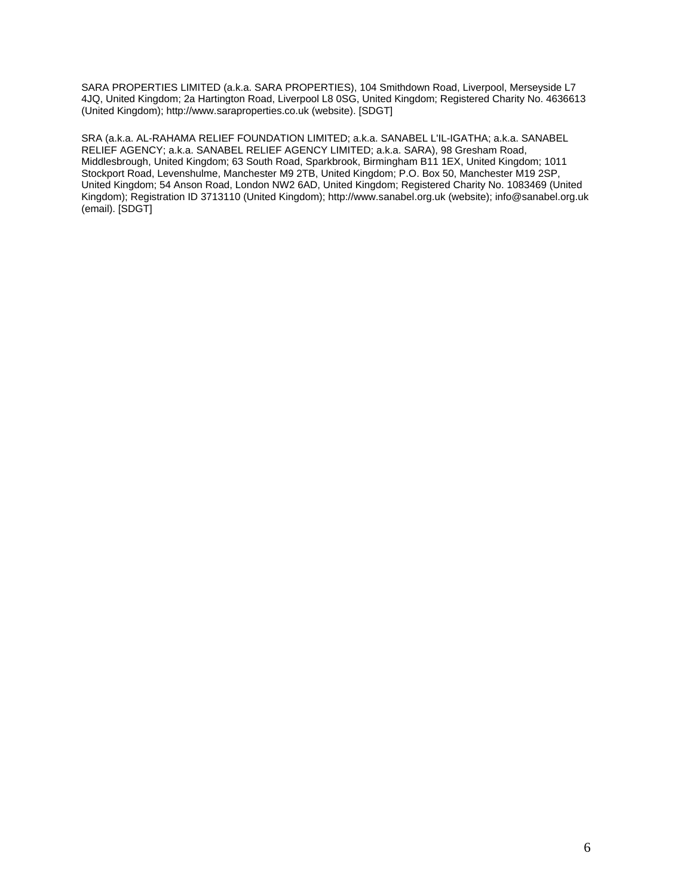SARA PROPERTIES LIMITED (a.k.a. SARA PROPERTIES), 104 Smithdown Road, Liverpool, Merseyside L7 4JQ, United Kingdom; 2a Hartington Road, Liverpool L8 0SG, United Kingdom; Registered Charity No. 4636613 (United Kingdom); http://www.saraproperties.co.uk (website). [SDGT]

SRA (a.k.a. AL-RAHAMA RELIEF FOUNDATION LIMITED; a.k.a. SANABEL L'IL-IGATHA; a.k.a. SANABEL RELIEF AGENCY; a.k.a. SANABEL RELIEF AGENCY LIMITED; a.k.a. SARA), 98 Gresham Road, Middlesbrough, United Kingdom; 63 South Road, Sparkbrook, Birmingham B11 1EX, United Kingdom; 1011 Stockport Road, Levenshulme, Manchester M9 2TB, United Kingdom; P.O. Box 50, Manchester M19 2SP, United Kingdom; 54 Anson Road, London NW2 6AD, United Kingdom; Registered Charity No. 1083469 (United Kingdom); Registration ID 3713110 (United Kingdom); http://www.sanabel.org.uk (website); info@sanabel.org.uk (email). [SDGT]